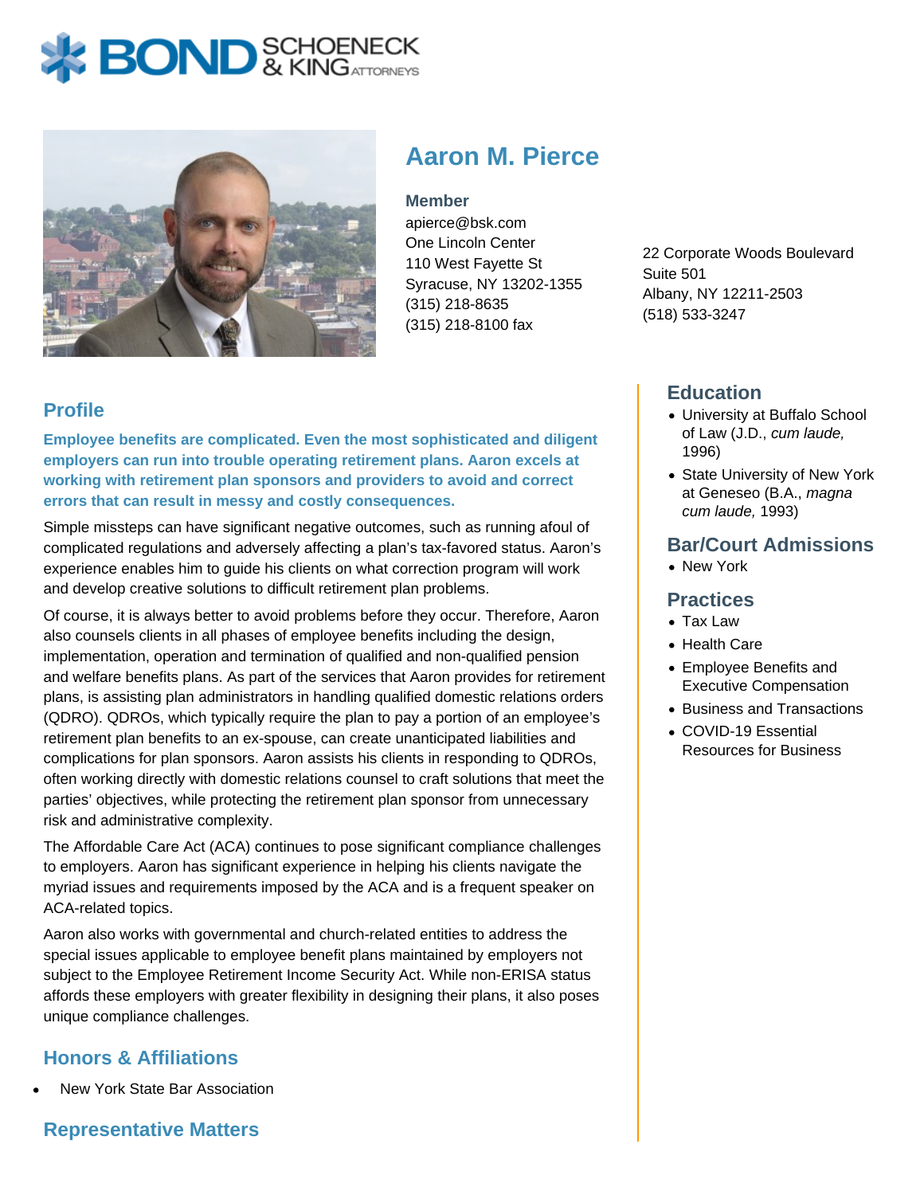# Aaron M. Pierce

**Member**

apierce@bsk.com
One Lincoln Center
110 West Fayette St
Syracuse, NY 13202-1355
(315) 218-8635
(315) 218-8100 fax

22 Corporate Woods Boulevard
Suite 501
Albany, NY 12211-2503
(518) 533-3247

## Profile

**Employee benefits are complicated. Even the most sophisticated and diligent employers can run into trouble operating retirement plans. Aaron excels at working with retirement plan sponsors and providers to avoid and correct errors that can result in messy and costly consequences.**

Simple missteps can have significant negative outcomes, such as running afoul of complicated regulations and adversely affecting a plan's tax-favored status. Aaron's experience enables him to guide his clients on what correction program will work and develop creative solutions to difficult retirement plan problems.

Of course, it is always better to avoid problems before they occur. Therefore, Aaron also counsels clients in all phases of employee benefits including the design, implementation, operation and termination of qualified and non-qualified pension and welfare benefits plans. As part of the services that Aaron provides for retirement plans, is assisting plan administrators in handling qualified domestic relations orders (QDRO). QDROs, which typically require the plan to pay a portion of an employee's retirement plan benefits to an ex-spouse, can create unanticipated liabilities and complications for plan sponsors. Aaron assists his clients in responding to QDROs, often working directly with domestic relations counsel to craft solutions that meet the parties' objectives, while protecting the retirement plan sponsor from unnecessary risk and administrative complexity.

The Affordable Care Act (ACA) continues to pose significant compliance challenges to employers. Aaron has significant experience in helping his clients navigate the myriad issues and requirements imposed by the ACA and is a frequent speaker on ACA-related topics.

Aaron also works with governmental and church-related entities to address the special issues applicable to employee benefit plans maintained by employers not subject to the Employee Retirement Income Security Act. While non-ERISA status affords these employers with greater flexibility in designing their plans, it also poses unique compliance challenges.

## Honors & Affiliations

- New York State Bar Association

## Representative Matters

## Education

- University at Buffalo School of Law (J.D., *cum laude,* 1996)
- State University of New York at Geneseo (B.A., *magna cum laude,* 1993)

## Bar/Court Admissions

- New York

## Practices

- Tax Law
- Health Care
- Employee Benefits and Executive Compensation
- Business and Transactions
- COVID-19 Essential Resources for Business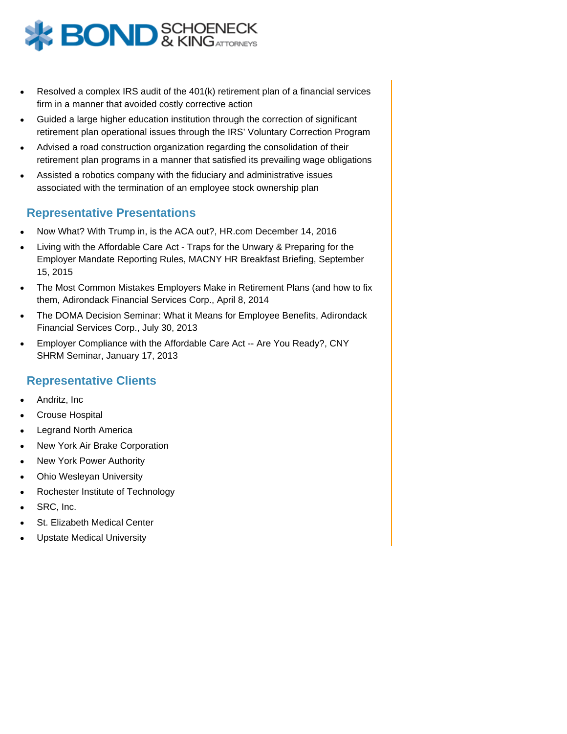- Resolved a complex IRS audit of the 401(k) retirement plan of a financial services firm in a manner that avoided costly corrective action
- Guided a large higher education institution through the correction of significant retirement plan operational issues through the IRS' Voluntary Correction Program
- Advised a road construction organization regarding the consolidation of their retirement plan programs in a manner that satisfied its prevailing wage obligations
- Assisted a robotics company with the fiduciary and administrative issues associated with the termination of an employee stock ownership plan

## Representative Presentations

- Now What? With Trump in, is the ACA out?, HR.com December 14, 2016
- Living with the Affordable Care Act - Traps for the Unwary & Preparing for the Employer Mandate Reporting Rules, MACNY HR Breakfast Briefing, September 15, 2015
- The Most Common Mistakes Employers Make in Retirement Plans (and how to fix them, Adirondack Financial Services Corp., April 8, 2014
- The DOMA Decision Seminar: What it Means for Employee Benefits, Adirondack Financial Services Corp., July 30, 2013
- Employer Compliance with the Affordable Care Act -- Are You Ready?, CNY SHRM Seminar, January 17, 2013

## Representative Clients

- Andritz, Inc
- Crouse Hospital
- Legrand North America
- New York Air Brake Corporation
- New York Power Authority
- Ohio Wesleyan University
- Rochester Institute of Technology
- SRC, Inc.
- St. Elizabeth Medical Center
- Upstate Medical University